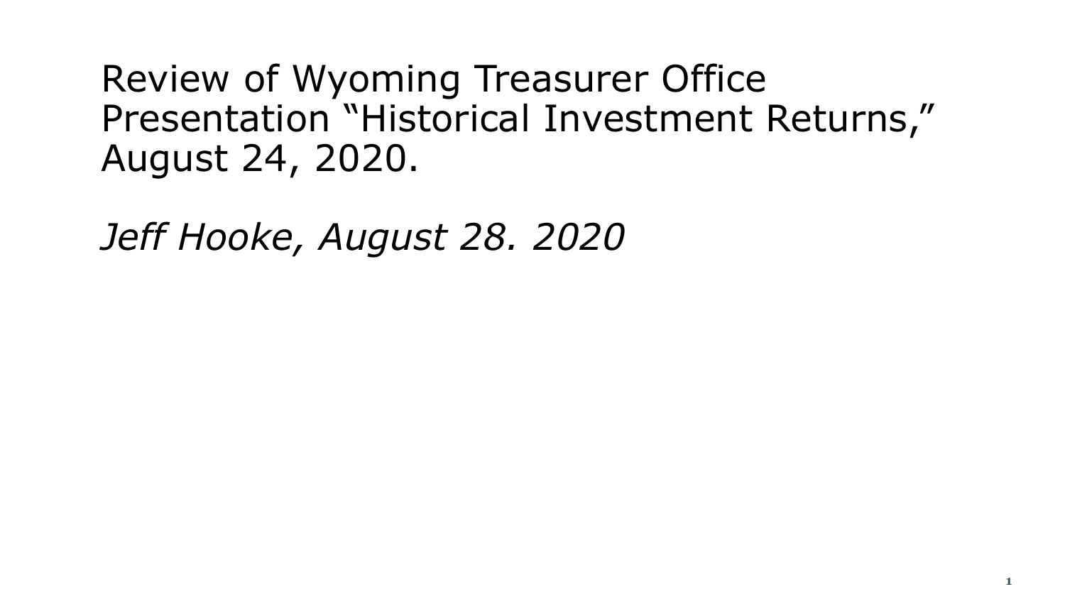# Review of Wyoming Treasurer Office Presentation "Historical Investment Returns," August 24, 2020.

*Jeff Hooke, August 28. 2020*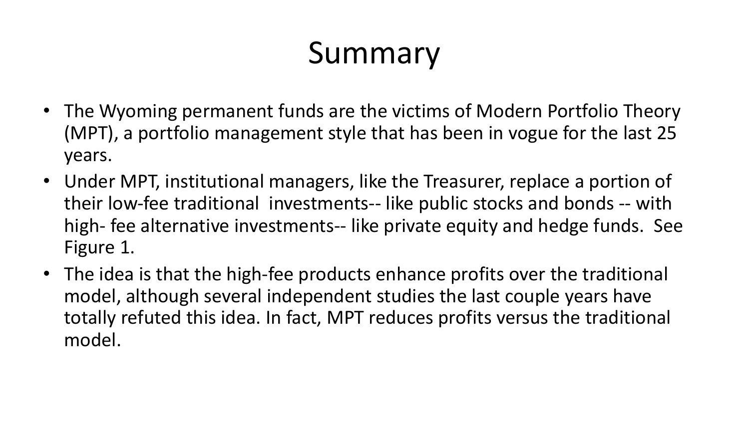# Summary

- The Wyoming permanent funds are the victims of Modern Portfolio Theory (MPT), a portfolio management style that has been in vogue for the last 25 years.
- Under MPT, institutional managers, like the Treasurer, replace a portion of their low-fee traditional investments-- like public stocks and bonds -- with high- fee alternative investments-- like private equity and hedge funds. See Figure 1.
- The idea is that the high-fee products enhance profits over the traditional model, although several independent studies the last couple years have totally refuted this idea. In fact, MPT reduces profits versus the traditional model.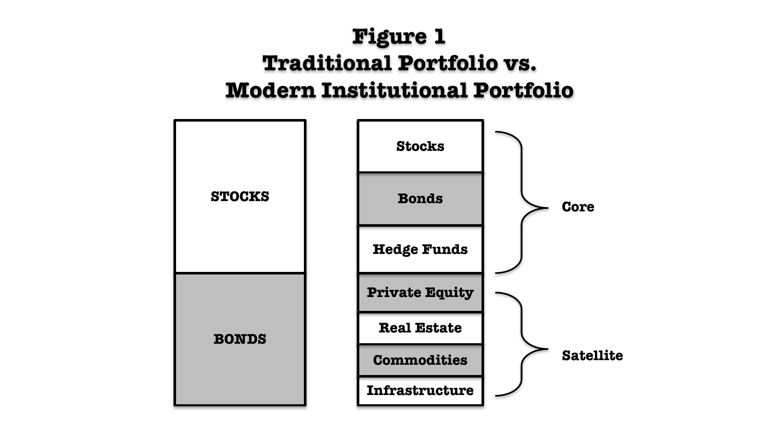# Figure 1
# Traditional Portfolio vs. Modern Institutional Portfolio

| Traditional Portfolio |
| --- |
| STOCKS |
| BONDS |

| Modern Institutional Portfolio | |
| --- | --- |
| Stocks | Core |
| Bonds | Core |
| Hedge Funds | Core |
| Private Equity | Satellite |
| Real Estate | Satellite |
| Commodities | Satellite |
| Infrastructure | Satellite |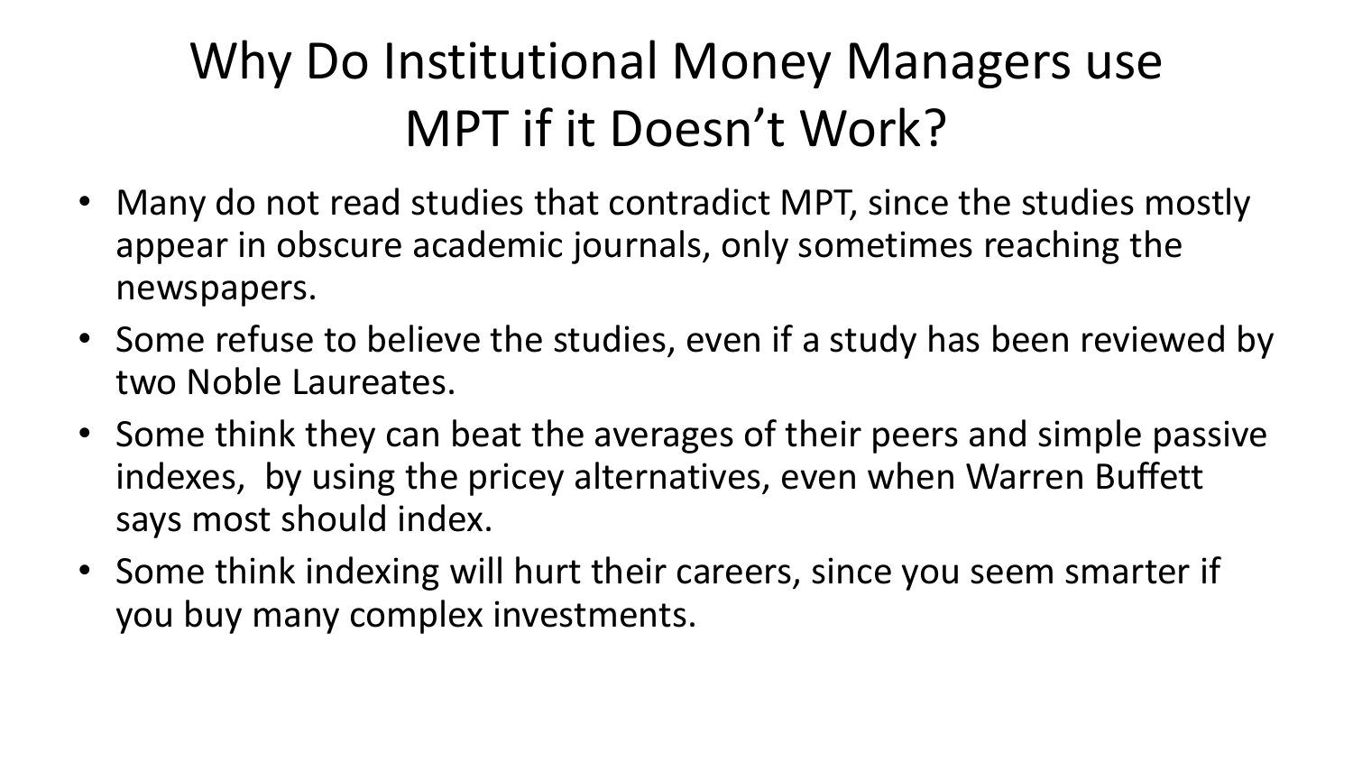# Why Do Institutional Money Managers use MPT if it Doesn't Work?

- Many do not read studies that contradict MPT, since the studies mostly appear in obscure academic journals, only sometimes reaching the newspapers.
- Some refuse to believe the studies, even if a study has been reviewed by two Noble Laureates.
- Some think they can beat the averages of their peers and simple passive indexes, by using the pricey alternatives, even when Warren Buffett says most should index.
- Some think indexing will hurt their careers, since you seem smarter if you buy many complex investments.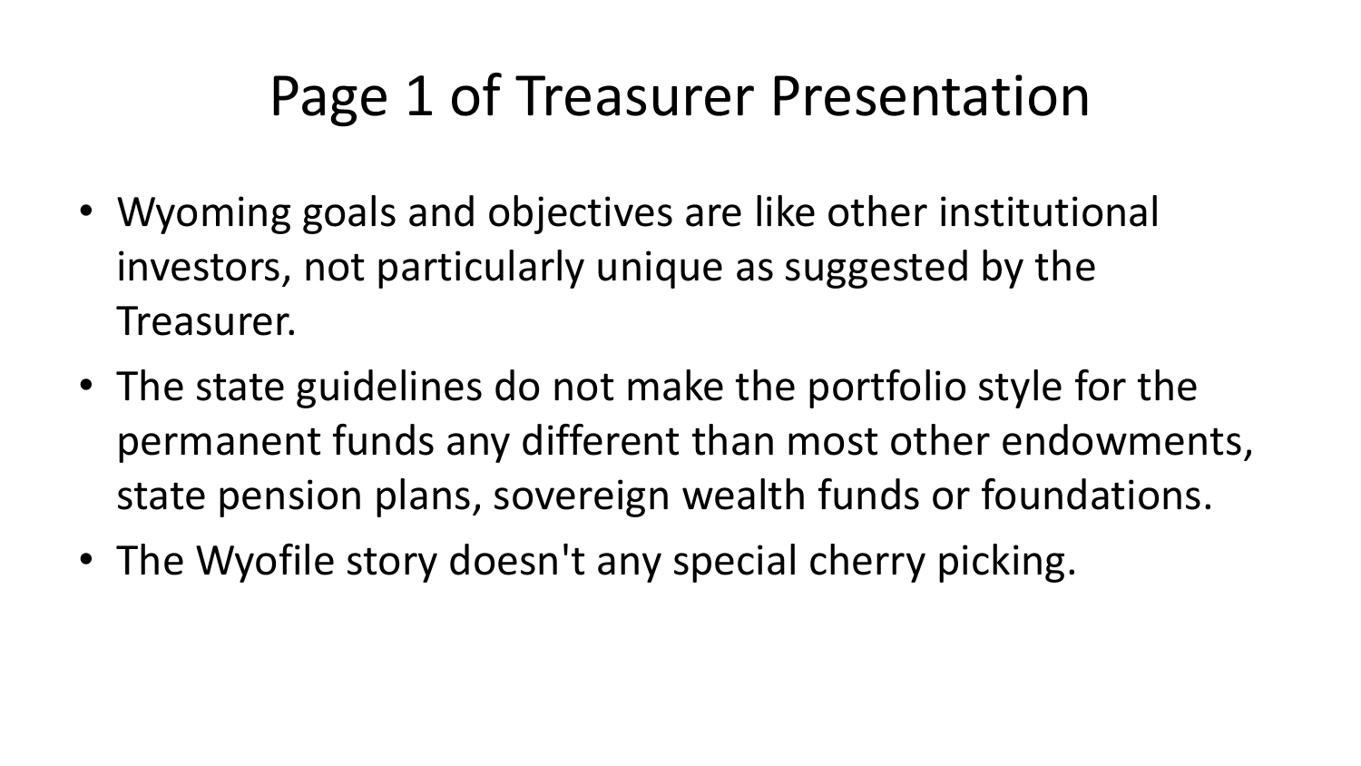# Page 1 of Treasurer Presentation

- Wyoming goals and objectives are like other institutional investors, not particularly unique as suggested by the Treasurer.
- The state guidelines do not make the portfolio style for the permanent funds any different than most other endowments, state pension plans, sovereign wealth funds or foundations.
- The Wyofile story doesn't any special cherry picking.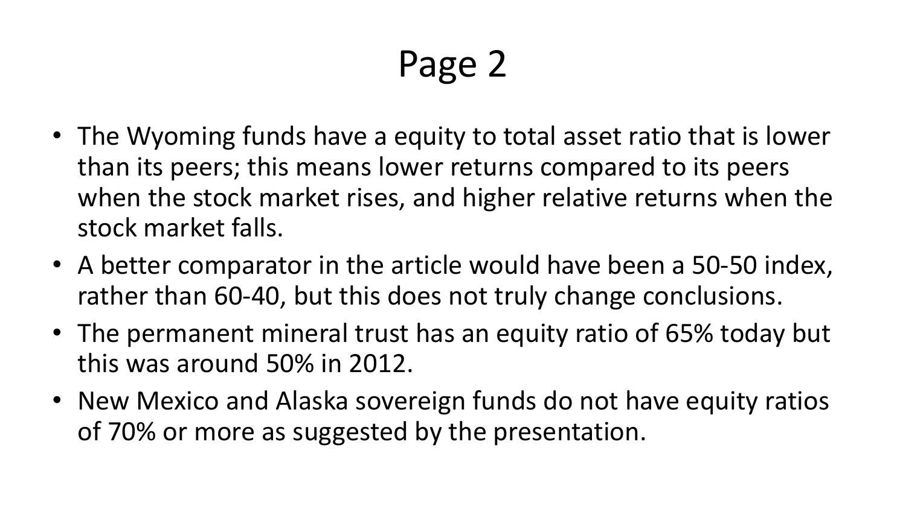# Page 2

- The Wyoming funds have a equity to total asset ratio that is lower than its peers; this means lower returns compared to its peers when the stock market rises, and higher relative returns when the stock market falls.
- A better comparator in the article would have been a 50-50 index, rather than 60-40, but this does not truly change conclusions.
- The permanent mineral trust has an equity ratio of 65% today but this was around 50% in 2012.
- New Mexico and Alaska sovereign funds do not have equity ratios of 70% or more as suggested by the presentation.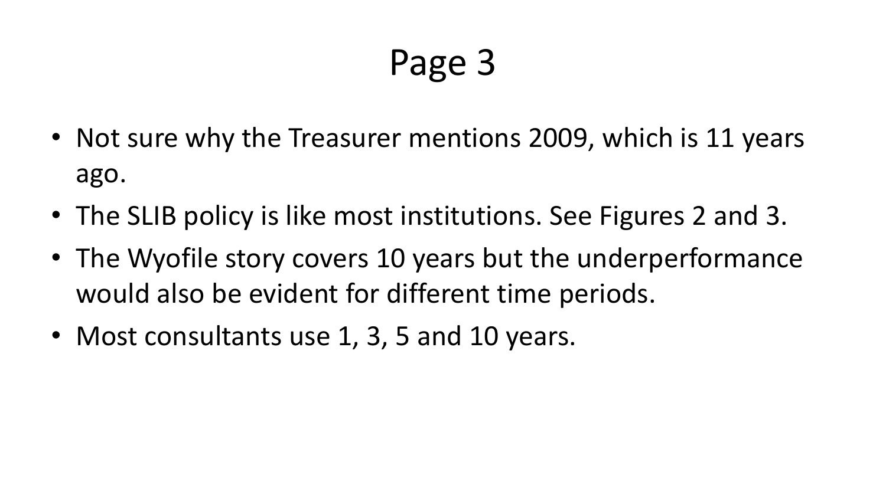# Page 3

- Not sure why the Treasurer mentions 2009, which is 11 years ago.
- The SLIB policy is like most institutions. See Figures 2 and 3.
- The Wyofile story covers 10 years but the underperformance would also be evident for different time periods.
- Most consultants use 1, 3, 5 and 10 years.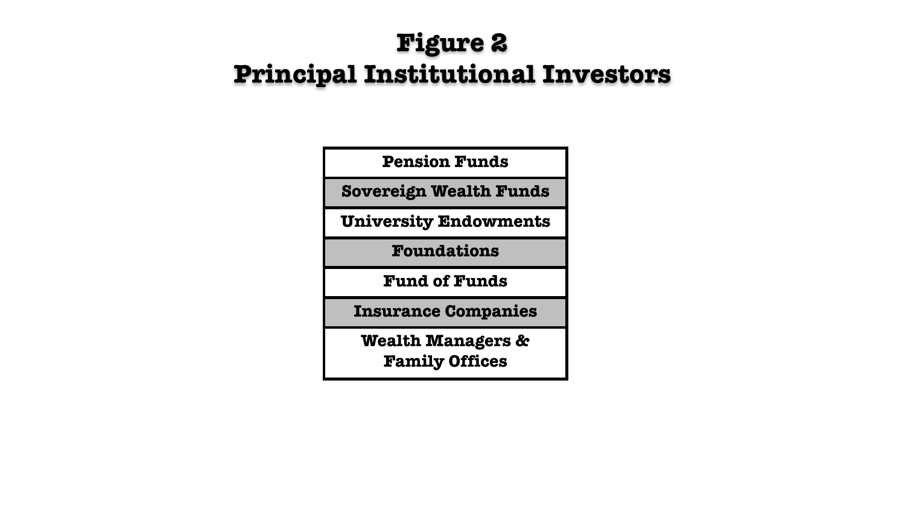# Figure 2
# Principal Institutional Investors

| Pension Funds |
| --- |
| Sovereign Wealth Funds |
| University Endowments |
| Foundations |
| Fund of Funds |
| Insurance Companies |
| Wealth Managers & Family Offices |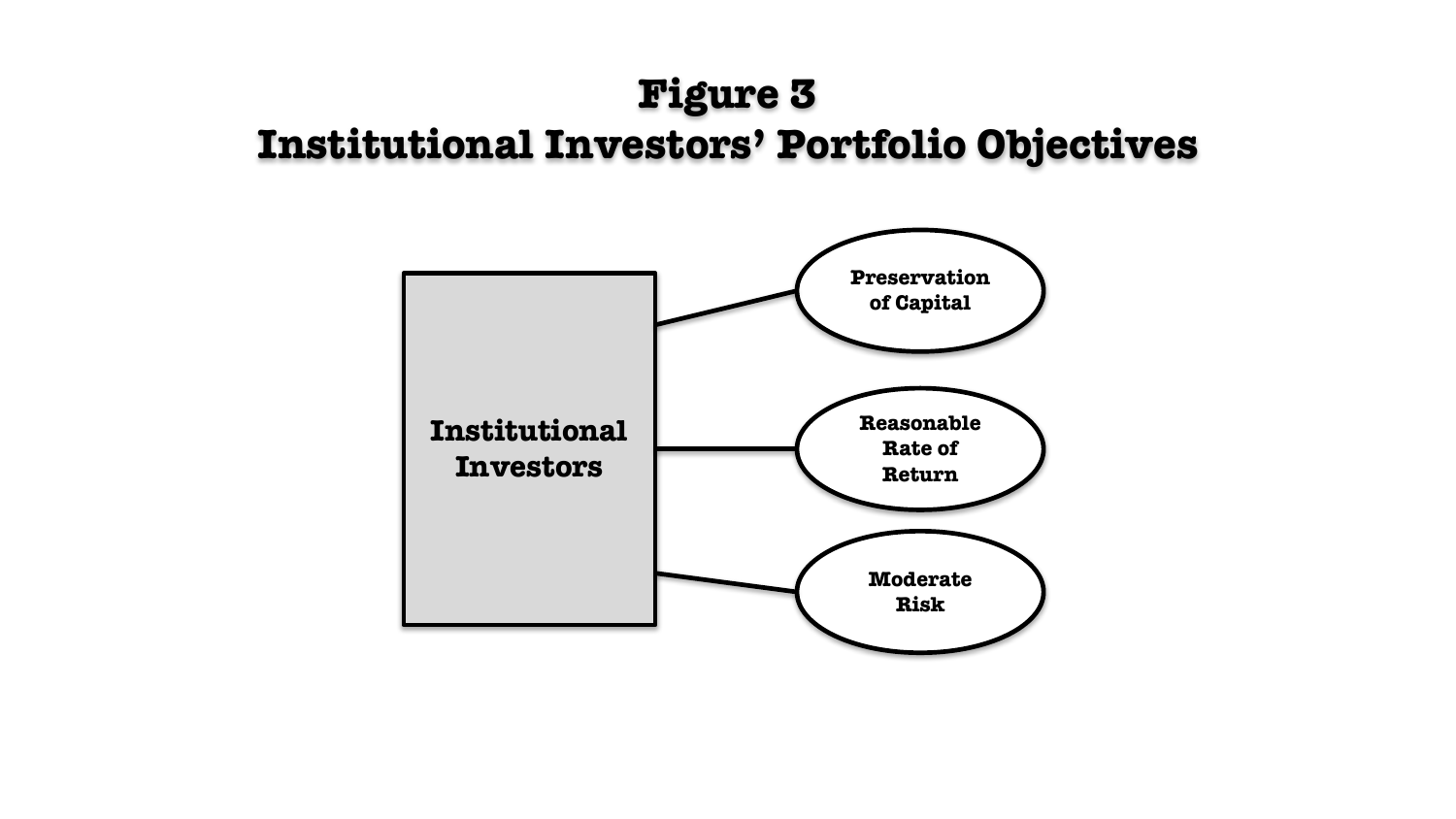# Figure 3
# Institutional Investors' Portfolio Objectives

Institutional Investors

- Preservation of Capital
- Reasonable Rate of Return
- Moderate Risk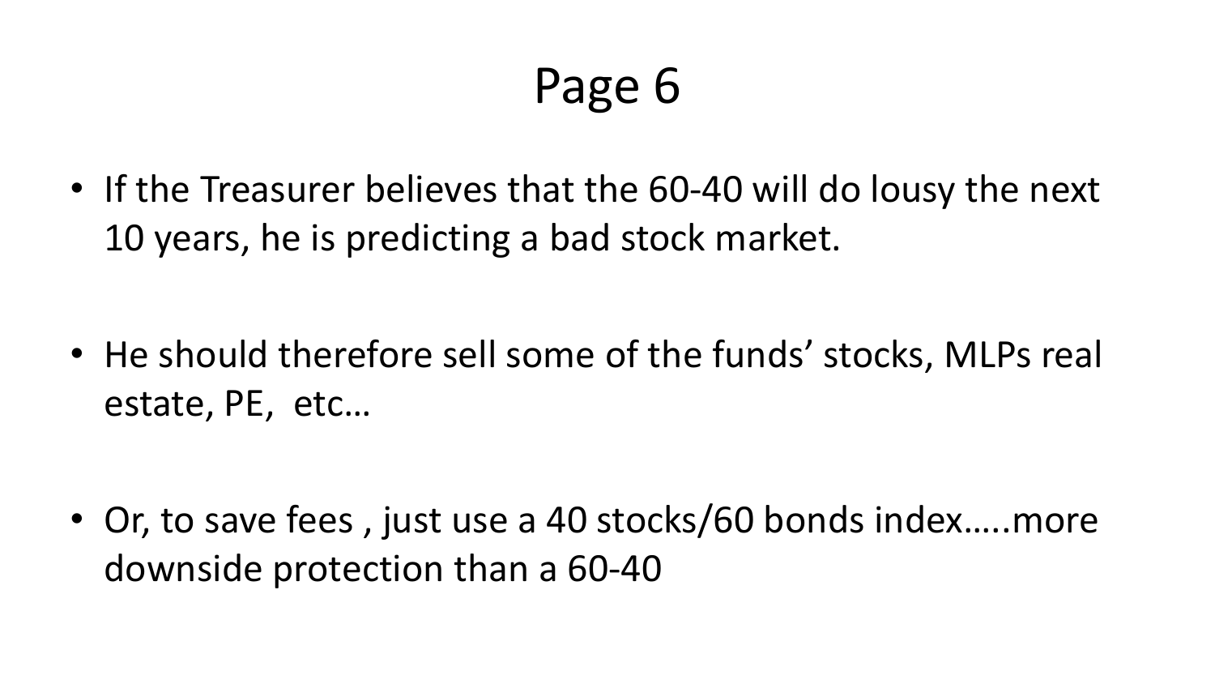# Page 6

- If the Treasurer believes that the 60-40 will do lousy the next 10 years, he is predicting a bad stock market.

- He should therefore sell some of the funds' stocks, MLPs real estate, PE, etc…

- Or, to save fees , just use a 40 stocks/60 bonds index…..more downside protection than a 60-40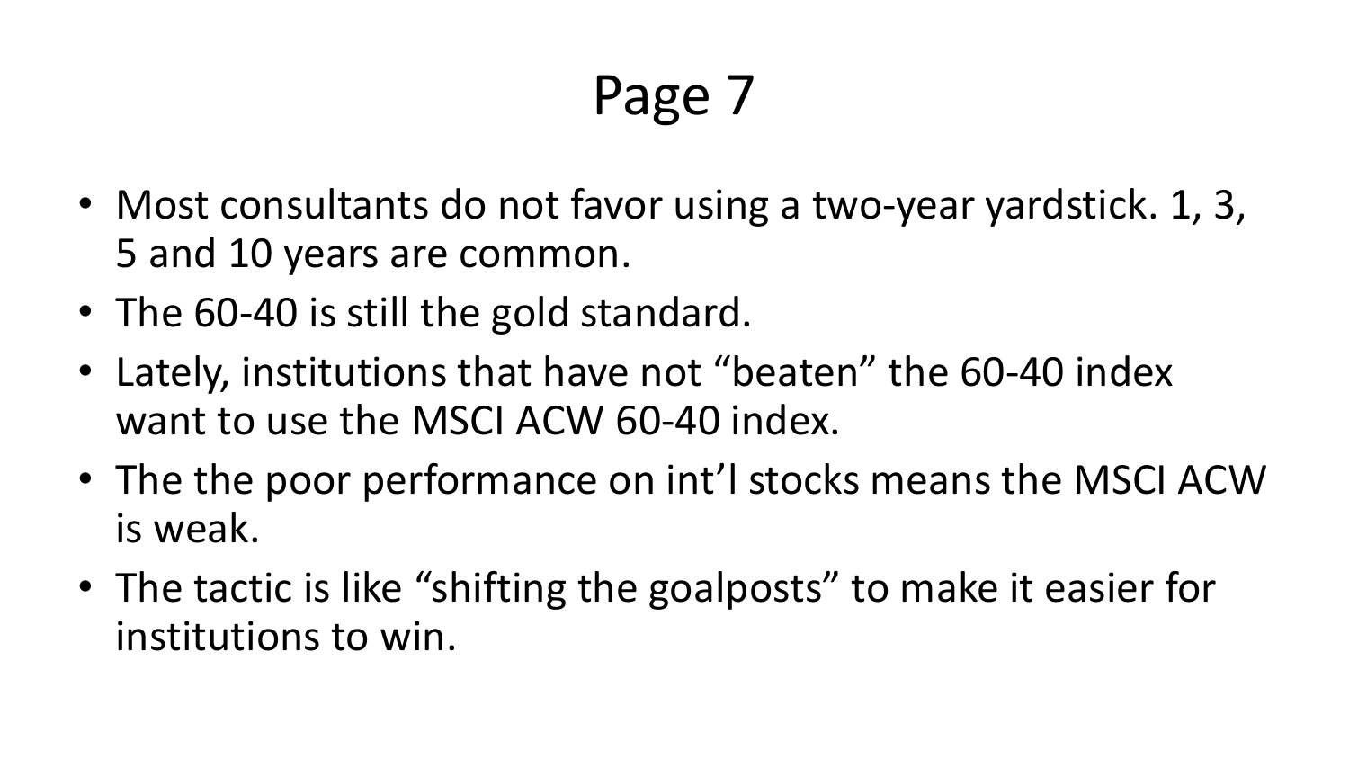# Page 7

- Most consultants do not favor using a two-year yardstick. 1, 3, 5 and 10 years are common.
- The 60-40 is still the gold standard.
- Lately, institutions that have not “beaten” the 60-40 index want to use the MSCI ACW 60-40 index.
- The the poor performance on int’l stocks means the MSCI ACW is weak.
- The tactic is like “shifting the goalposts” to make it easier for institutions to win.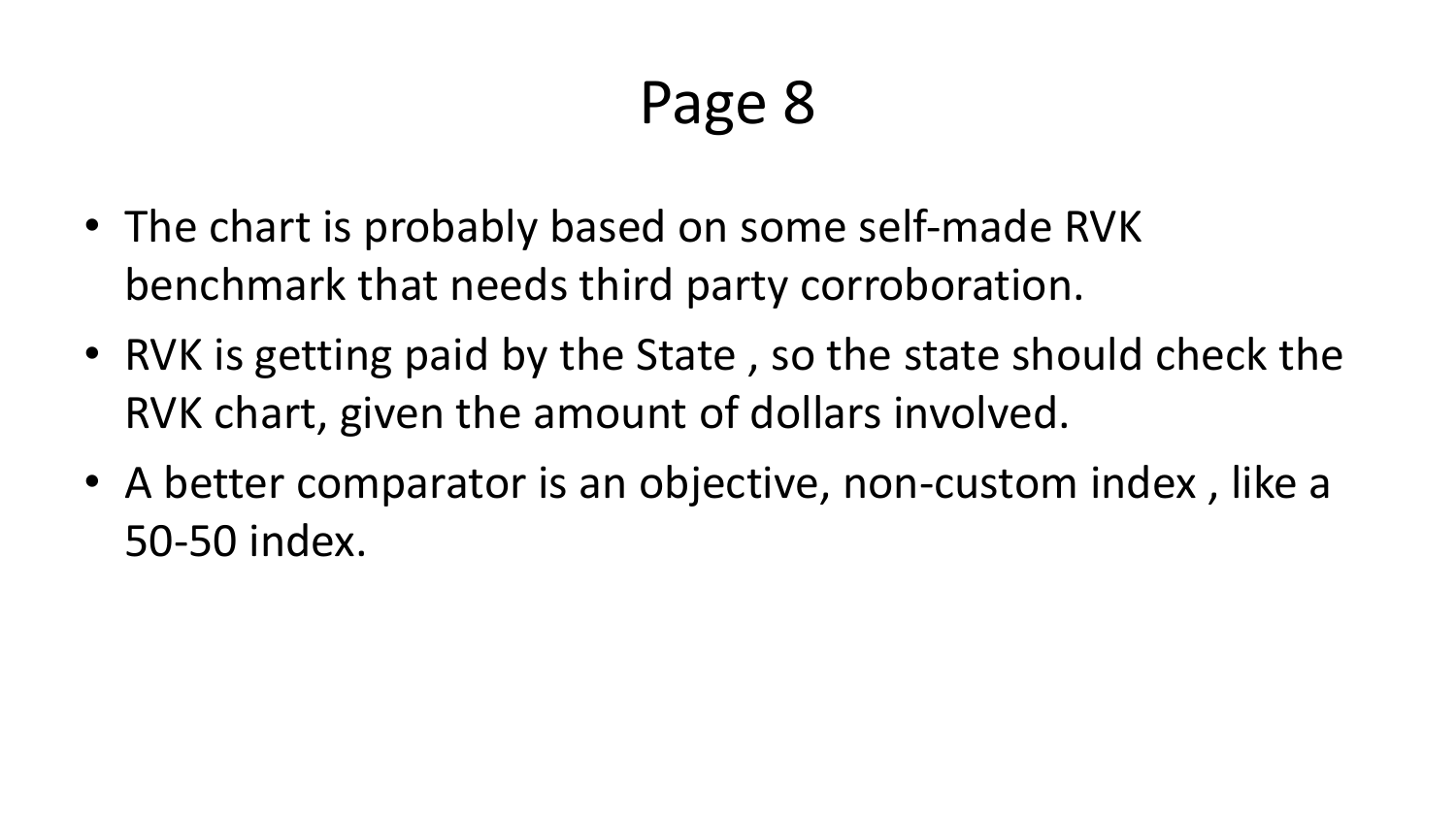# Page 8

- The chart is probably based on some self-made RVK benchmark that needs third party corroboration.
- RVK is getting paid by the State , so the state should check the RVK chart, given the amount of dollars involved.
- A better comparator is an objective, non-custom index , like a 50-50 index.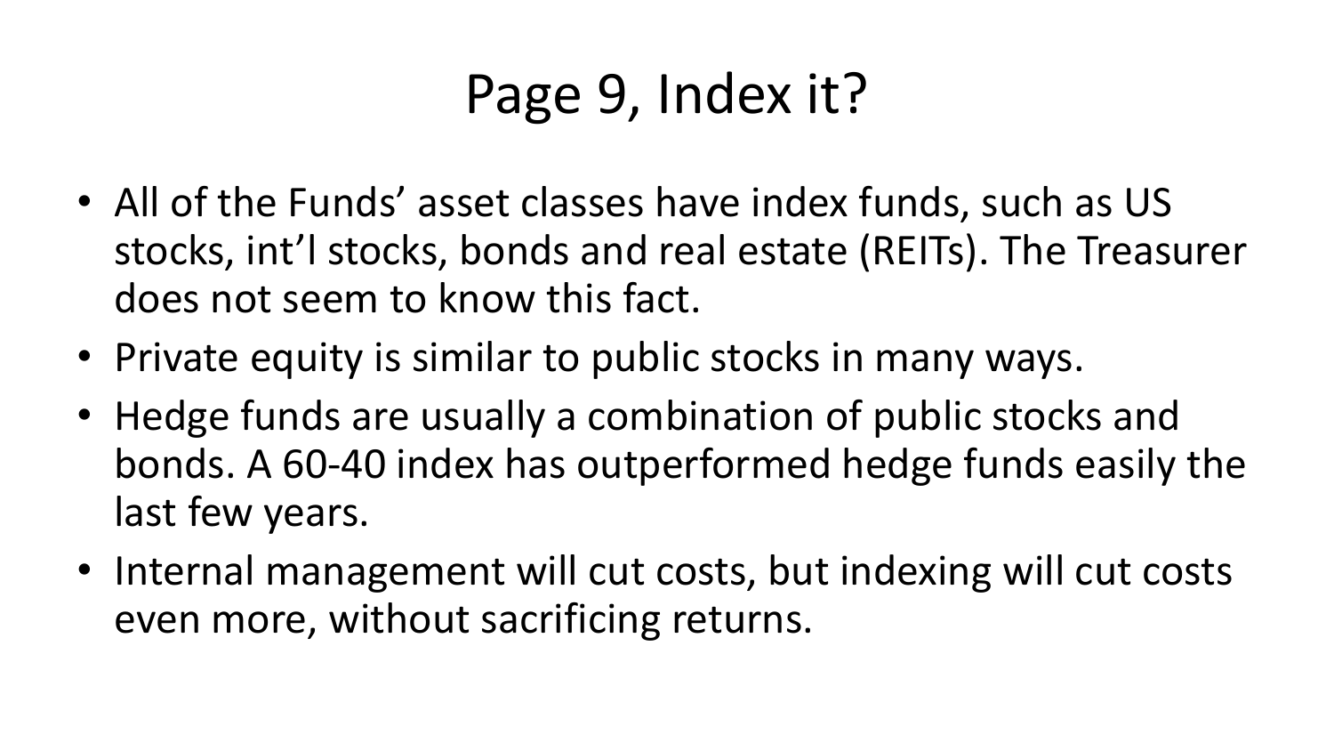# Page 9, Index it?

- All of the Funds’ asset classes have index funds, such as US stocks, int’l stocks, bonds and real estate (REITs). The Treasurer does not seem to know this fact.
- Private equity is similar to public stocks in many ways.
- Hedge funds are usually a combination of public stocks and bonds. A 60-40 index has outperformed hedge funds easily the last few years.
- Internal management will cut costs, but indexing will cut costs even more, without sacrificing returns.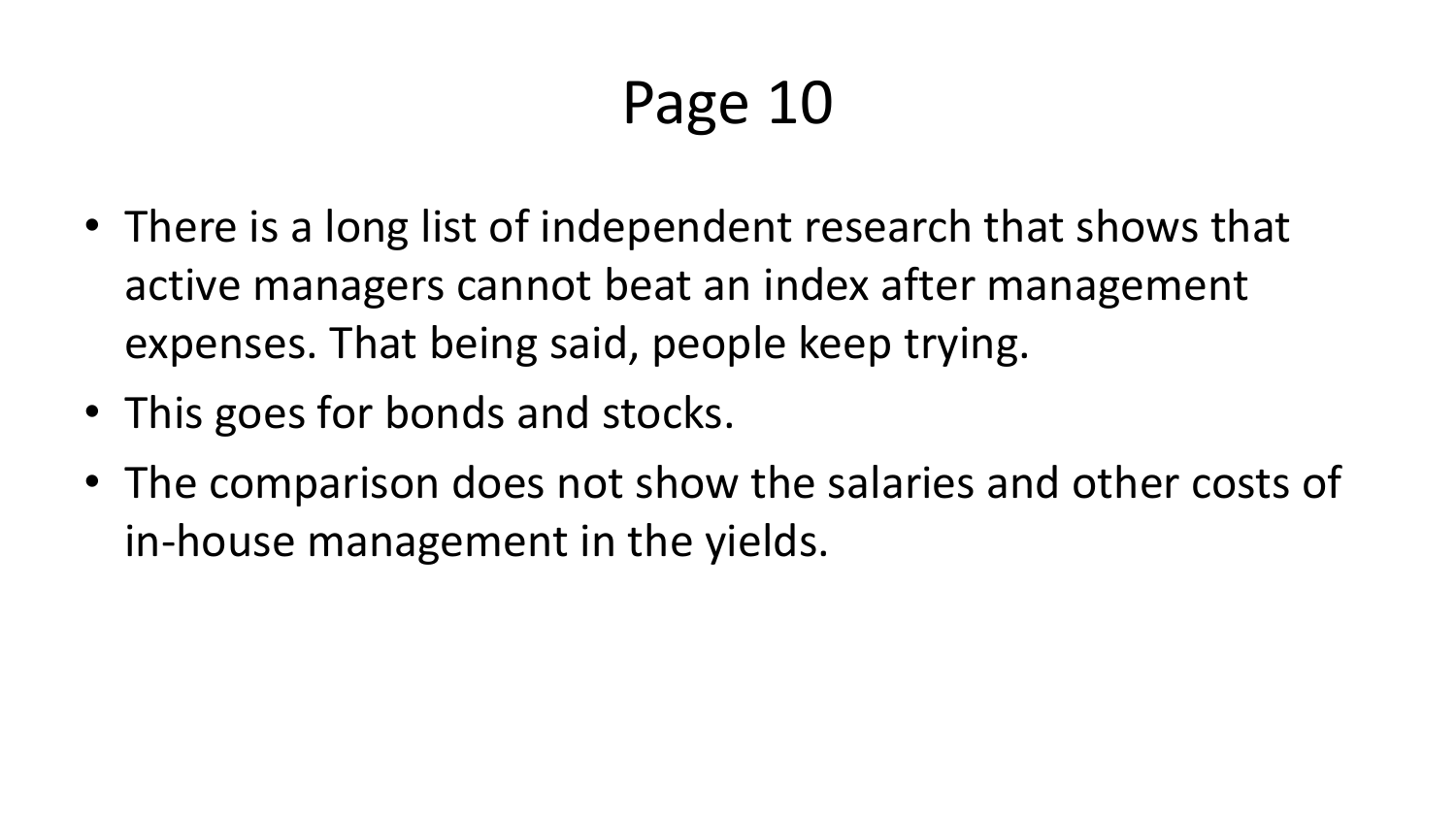# Page 10

- There is a long list of independent research that shows that active managers cannot beat an index after management expenses. That being said, people keep trying.
- This goes for bonds and stocks.
- The comparison does not show the salaries and other costs of in-house management in the yields.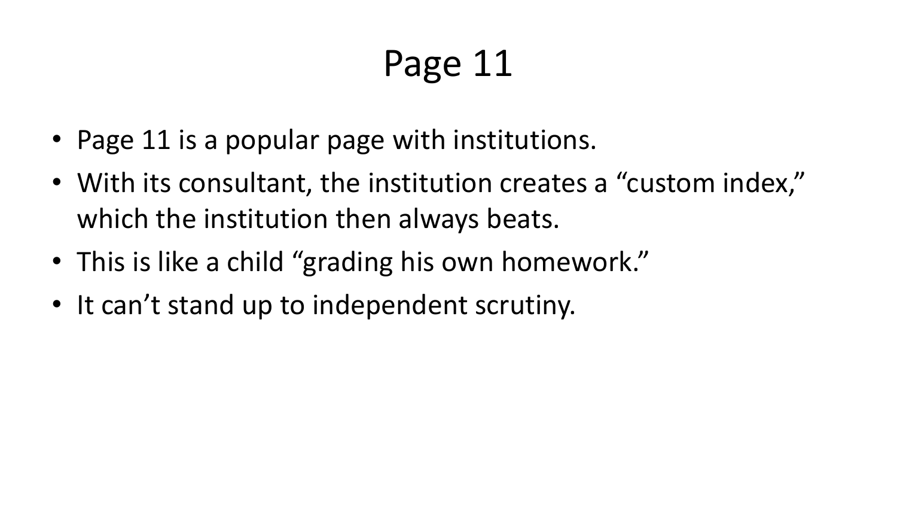# Page 11

- Page 11 is a popular page with institutions.
- With its consultant, the institution creates a "custom index," which the institution then always beats.
- This is like a child "grading his own homework."
- It can't stand up to independent scrutiny.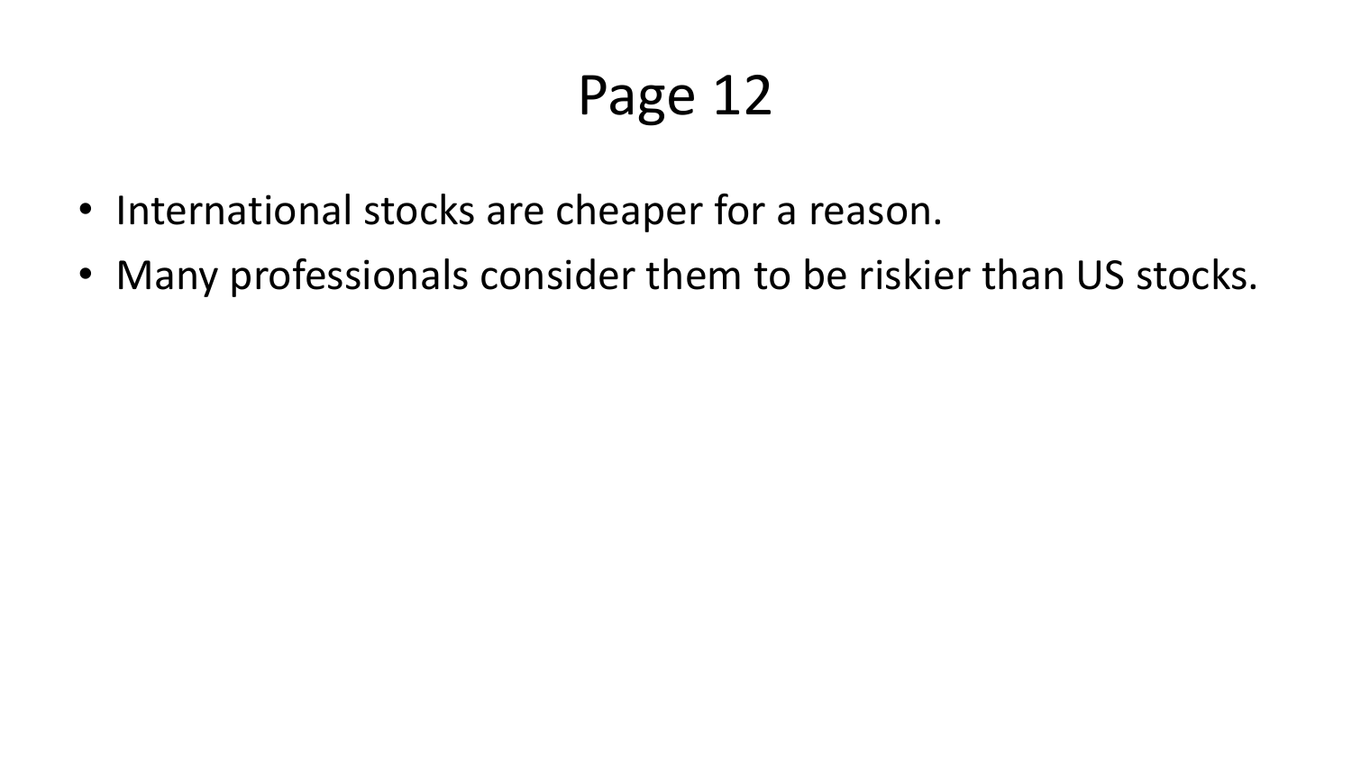# Page 12

- International stocks are cheaper for a reason.
- Many professionals consider them to be riskier than US stocks.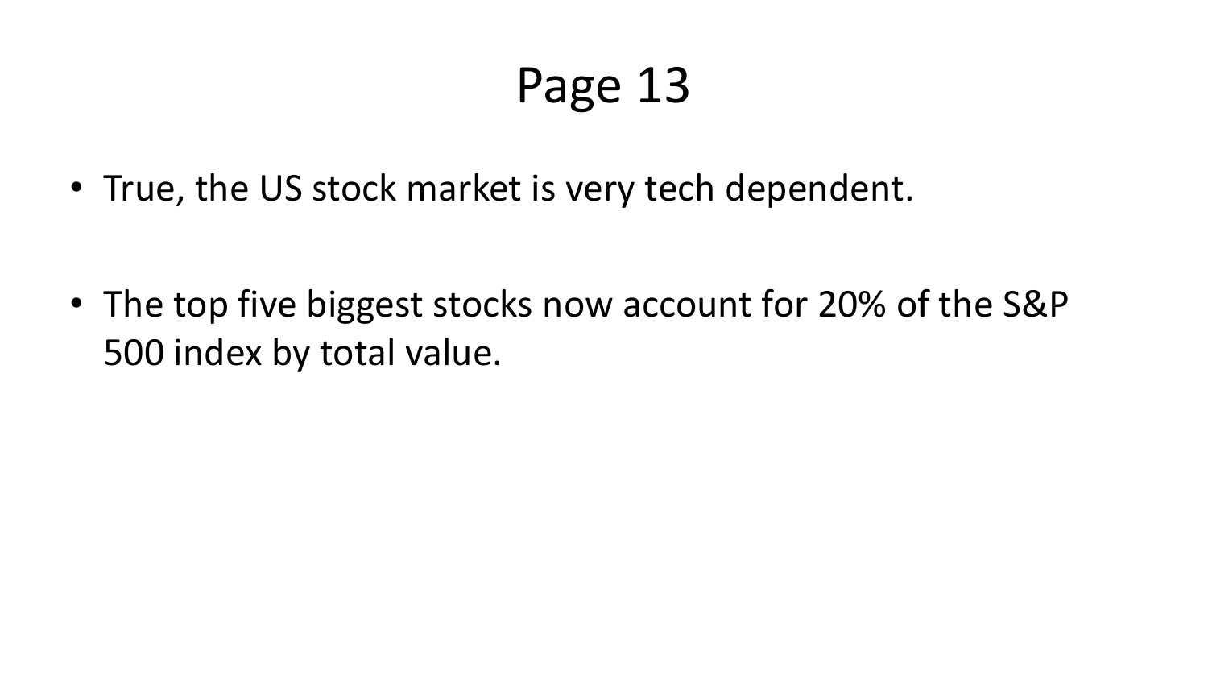# Page 13

- True, the US stock market is very tech dependent.
- The top five biggest stocks now account for 20% of the S&P 500 index by total value.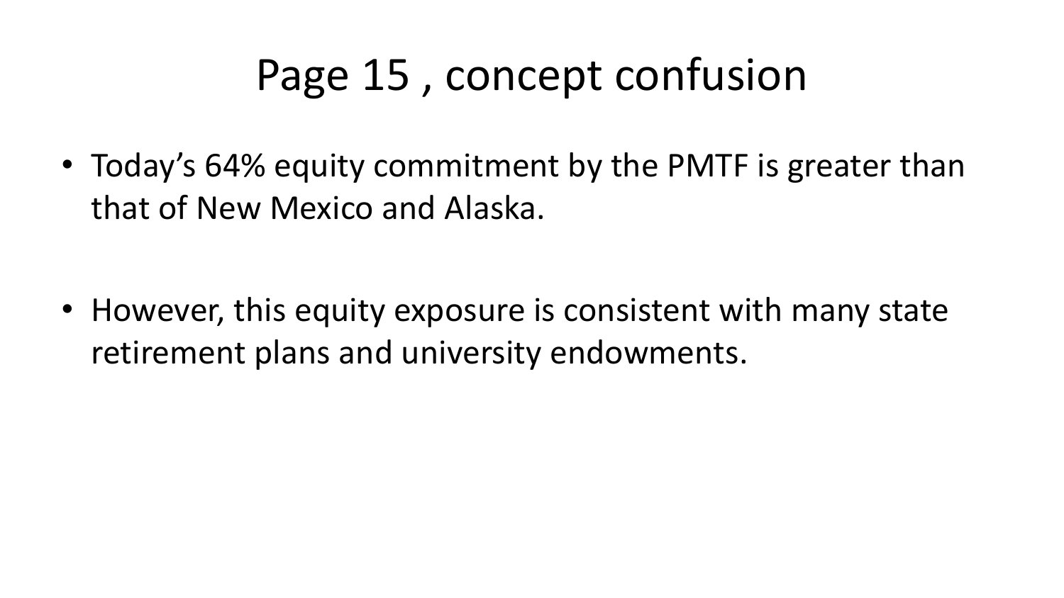# Page 15 , concept confusion

- Today's 64% equity commitment by the PMTF is greater than that of New Mexico and Alaska.

- However, this equity exposure is consistent with many state retirement plans and university endowments.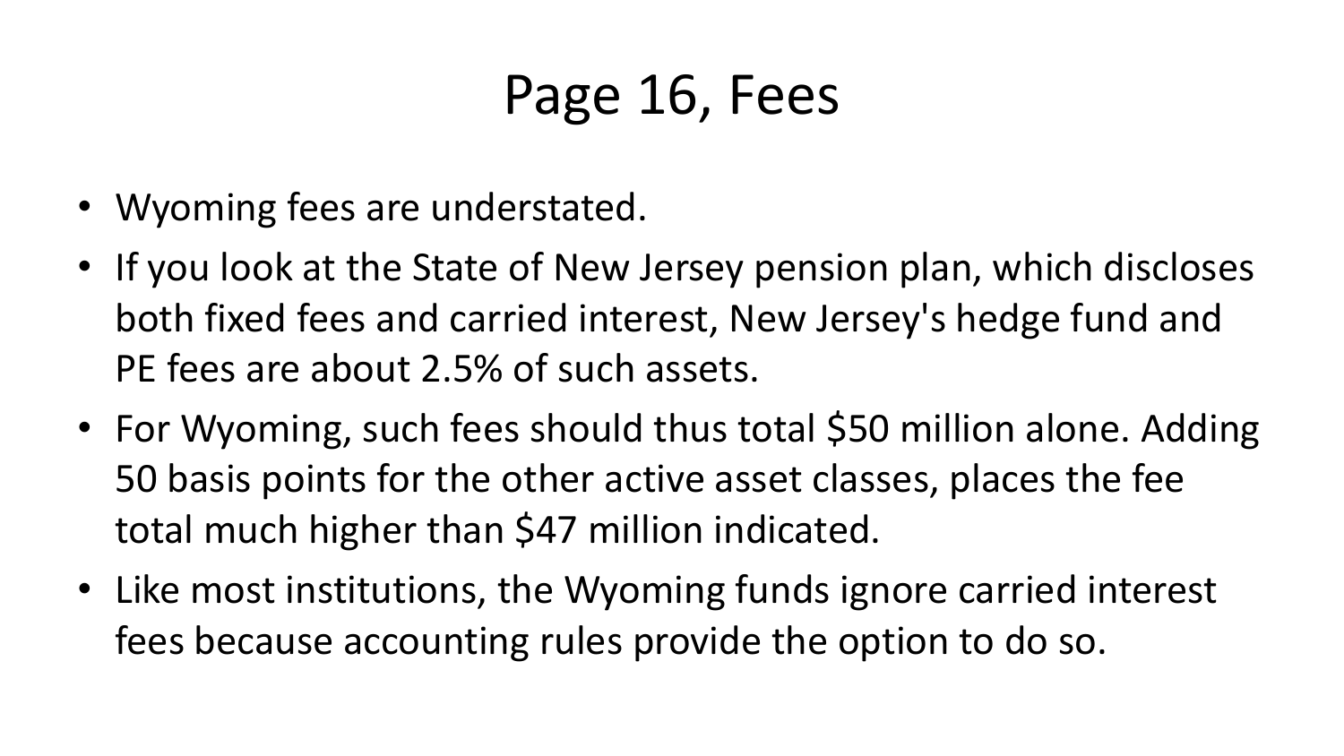# Page 16, Fees

- Wyoming fees are understated.
- If you look at the State of New Jersey pension plan, which discloses both fixed fees and carried interest, New Jersey's hedge fund and PE fees are about 2.5% of such assets.
- For Wyoming, such fees should thus total $50 million alone. Adding 50 basis points for the other active asset classes, places the fee total much higher than $47 million indicated.
- Like most institutions, the Wyoming funds ignore carried interest fees because accounting rules provide the option to do so.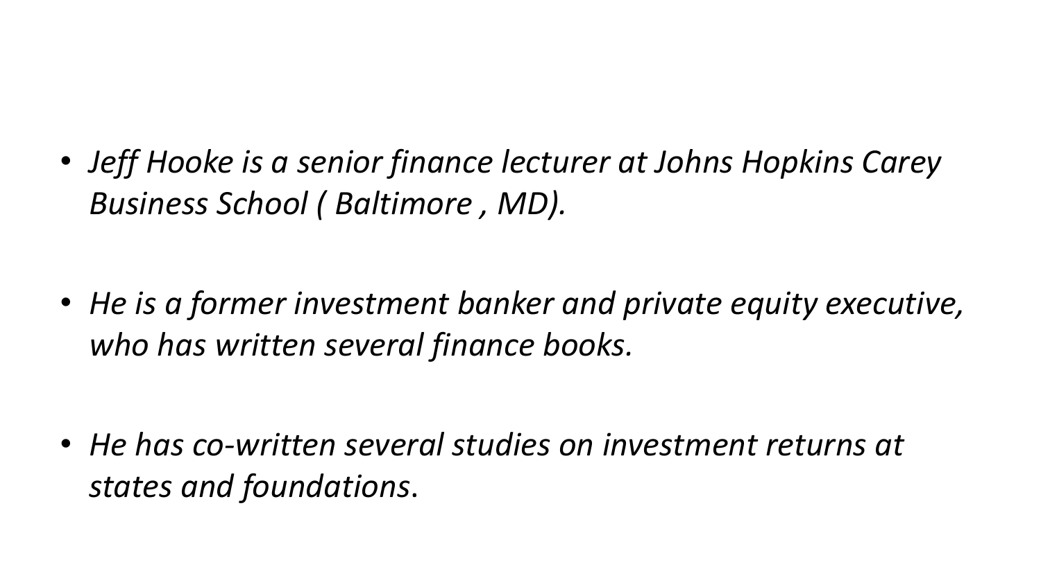- *Jeff Hooke is a senior finance lecturer at Johns Hopkins Carey Business School ( Baltimore , MD).*

- *He is a former investment banker and private equity executive, who has written several finance books.*

- *He has co-written several studies on investment returns at states and foundations*.